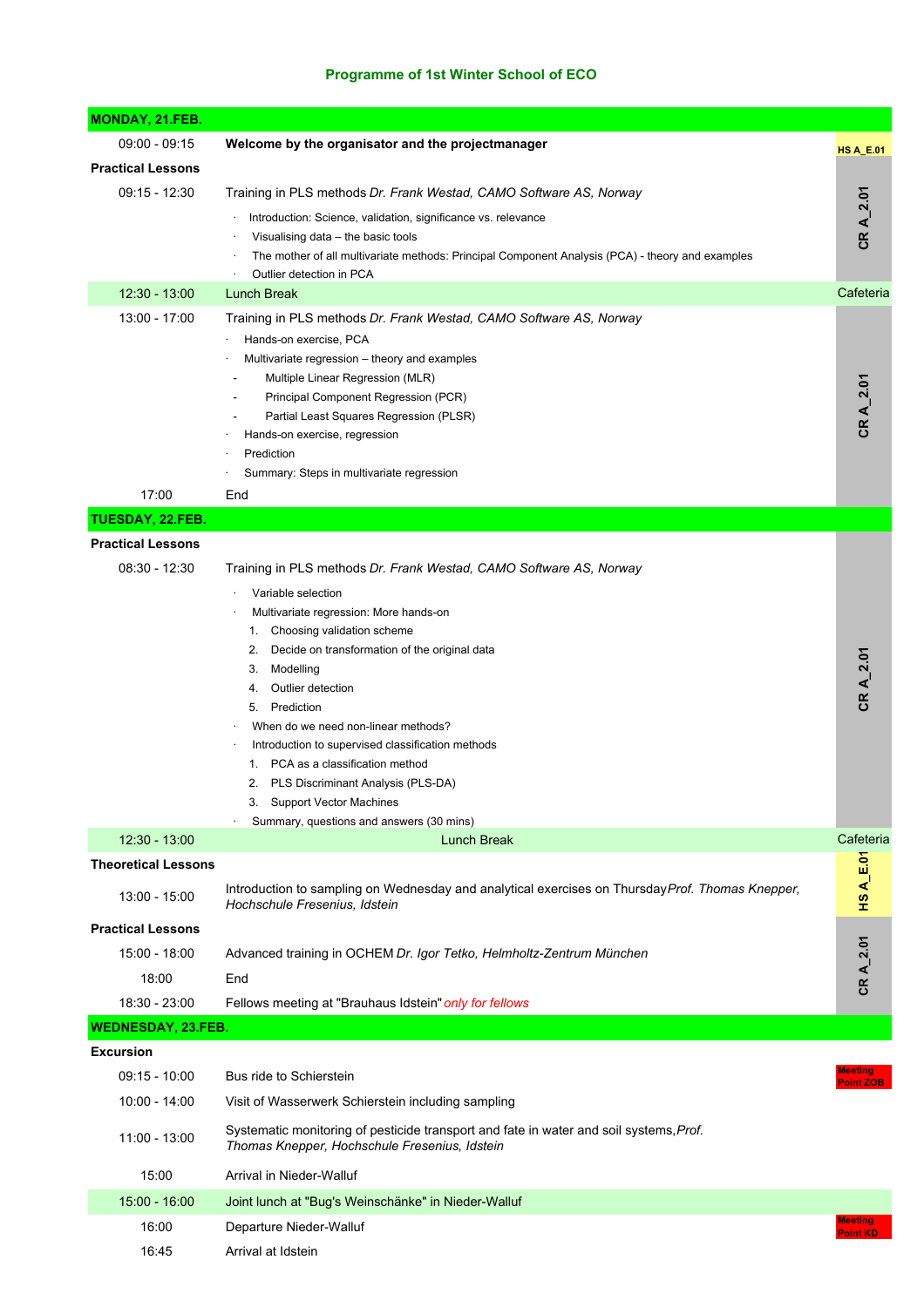# Programme of 1st Winter School of ECO

| Time | Programme | Room |
|---|---|---|
| **MONDAY, 21.FEB.** | | |
| 09:00 - 09:15 | **Welcome by the organisator and the projectmanager** | HS A_E.01 |
| **Practical Lessons** | | |
| 09:15 - 12:30 | Training in PLS methods *Dr. Frank Westad, CAMO Software AS, Norway*<br>· Introduction: Science, validation, significance vs. relevance<br>· Visualising data – the basic tools<br>· The mother of all multivariate methods: Principal Component Analysis (PCA) - theory and examples<br>· Outlier detection in PCA | CR A_2.01 |
| 12:30 - 13:00 | Lunch Break | Cafeteria |
| 13:00 - 17:00 | Training in PLS methods *Dr. Frank Westad, CAMO Software AS, Norway*<br>· Hands-on exercise, PCA<br>· Multivariate regression – theory and examples<br>- Multiple Linear Regression (MLR)<br>- Principal Component Regression (PCR)<br>- Partial Least Squares Regression (PLSR)<br>· Hands-on exercise, regression<br>· Prediction<br>· Summary: Steps in multivariate regression | CR A_2.01 |
| 17:00 | End | |
| **TUESDAY, 22.FEB.** | | |
| **Practical Lessons** | | |
| 08:30 - 12:30 | Training in PLS methods *Dr. Frank Westad, CAMO Software AS, Norway*<br>· Variable selection<br>· Multivariate regression: More hands-on<br>1. Choosing validation scheme<br>2. Decide on transformation of the original data<br>3. Modelling<br>4. Outlier detection<br>5. Prediction<br>· When do we need non-linear methods?<br>· Introduction to supervised classification methods<br>1. PCA as a classification method<br>2. PLS Discriminant Analysis (PLS-DA)<br>3. Support Vector Machines<br>· Summary, questions and answers (30 mins) | CR A_2.01 |
| 12:30 - 13:00 | Lunch Break | Cafeteria |
| **Theoretical Lessons** | | |
| 13:00 - 15:00 | Introduction to sampling on Wednesday and analytical exercises on Thursday *Prof. Thomas Knepper, Hochschule Fresenius, Idstein* | HS A_E.01 |
| **Practical Lessons** | | |
| 15:00 - 18:00 | Advanced training in OCHEM *Dr. Igor Tetko, Helmholtz-Zentrum München* | CR A_2.01 |
| 18:00 | End | |
| 18:30 - 23:00 | Fellows meeting at "Brauhaus Idstein" *only for fellows* | |
| **WEDNESDAY, 23.FEB.** | | |
| **Excursion** | | |
| 09:15 - 10:00 | Bus ride to Schierstein | Meeting Point ZOB |
| 10:00 - 14:00 | Visit of Wasserwerk Schierstein including sampling | |
| 11:00 - 13:00 | Systematic monitoring of pesticide transport and fate in water and soil systems, *Prof. Thomas Knepper, Hochschule Fresenius, Idstein* | |
| 15:00 | Arrival in Nieder-Walluf | |
| 15:00 - 16:00 | Joint lunch at "Bug's Weinschänke" in Nieder-Walluf | |
| 16:00 | Departure Nieder-Walluf | Meeting Point KD |
| 16:45 | Arrival at Idstein | |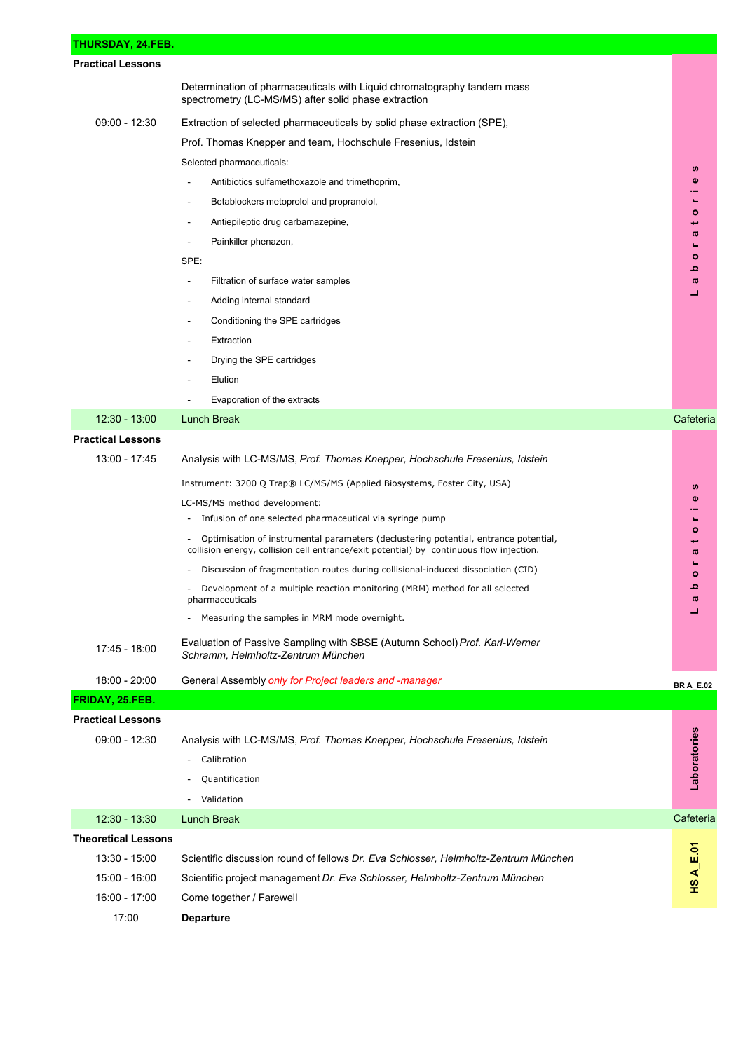## THURSDAY, 24.FEB.

**Practical Lessons** — *Laboratories*

Determination of pharmaceuticals with Liquid chromatography tandem mass spectrometry (LC-MS/MS) after solid phase extraction

**09:00 - 12:30** Extraction of selected pharmaceuticals by solid phase extraction (SPE),

Prof. Thomas Knepper and team, Hochschule Fresenius, Idstein

Selected pharmaceuticals:

- Antibiotics sulfamethoxazole and trimethoprim,
- Betablockers metoprolol and propranolol,
- Antiepileptic drug carbamazepine,
- Painkiller phenazon,

SPE:

- Filtration of surface water samples
- Adding internal standard
- Conditioning the SPE cartridges
- Extraction
- Drying the SPE cartridges
- Elution
- Evaporation of the extracts

**12:30 - 13:00** Lunch Break — Cafeteria

**Practical Lessons** — *Laboratories*

**13:00 - 17:45** Analysis with LC-MS/MS, *Prof. Thomas Knepper, Hochschule Fresenius, Idstein*

Instrument: 3200 Q Trap® LC/MS/MS (Applied Biosystems, Foster City, USA)

LC-MS/MS method development:

- Infusion of one selected pharmaceutical via syringe pump
- Optimisation of instrumental parameters (declustering potential, entrance potential, collision energy, collision cell entrance/exit potential) by continuous flow injection.
- Discussion of fragmentation routes during collisional-induced dissociation (CID)
- Development of a multiple reaction monitoring (MRM) method for all selected pharmaceuticals
- Measuring the samples in MRM mode overnight.

**17:45 - 18:00** Evaluation of Passive Sampling with SBSE (Autumn School) *Prof. Karl-Werner Schramm, Helmholtz-Zentrum München*

**18:00 - 20:00** General Assembly *only for Project leaders and -manager* — BR A_E.02

## FRIDAY, 25.FEB.

**Practical Lessons** — *Laboratories*

**09:00 - 12:30** Analysis with LC-MS/MS, *Prof. Thomas Knepper, Hochschule Fresenius, Idstein*

- Calibration
- Quantification
- Validation

**12:30 - 13:30** Lunch Break — Cafeteria

**Theoretical Lessons** — *HS A_E.01*

**13:30 - 15:00** Scientific discussion round of fellows *Dr. Eva Schlosser, Helmholtz-Zentrum München*

**15:00 - 16:00** Scientific project management *Dr. Eva Schlosser, Helmholtz-Zentrum München*

**16:00 - 17:00** Come together / Farewell

**17:00** **Departure**